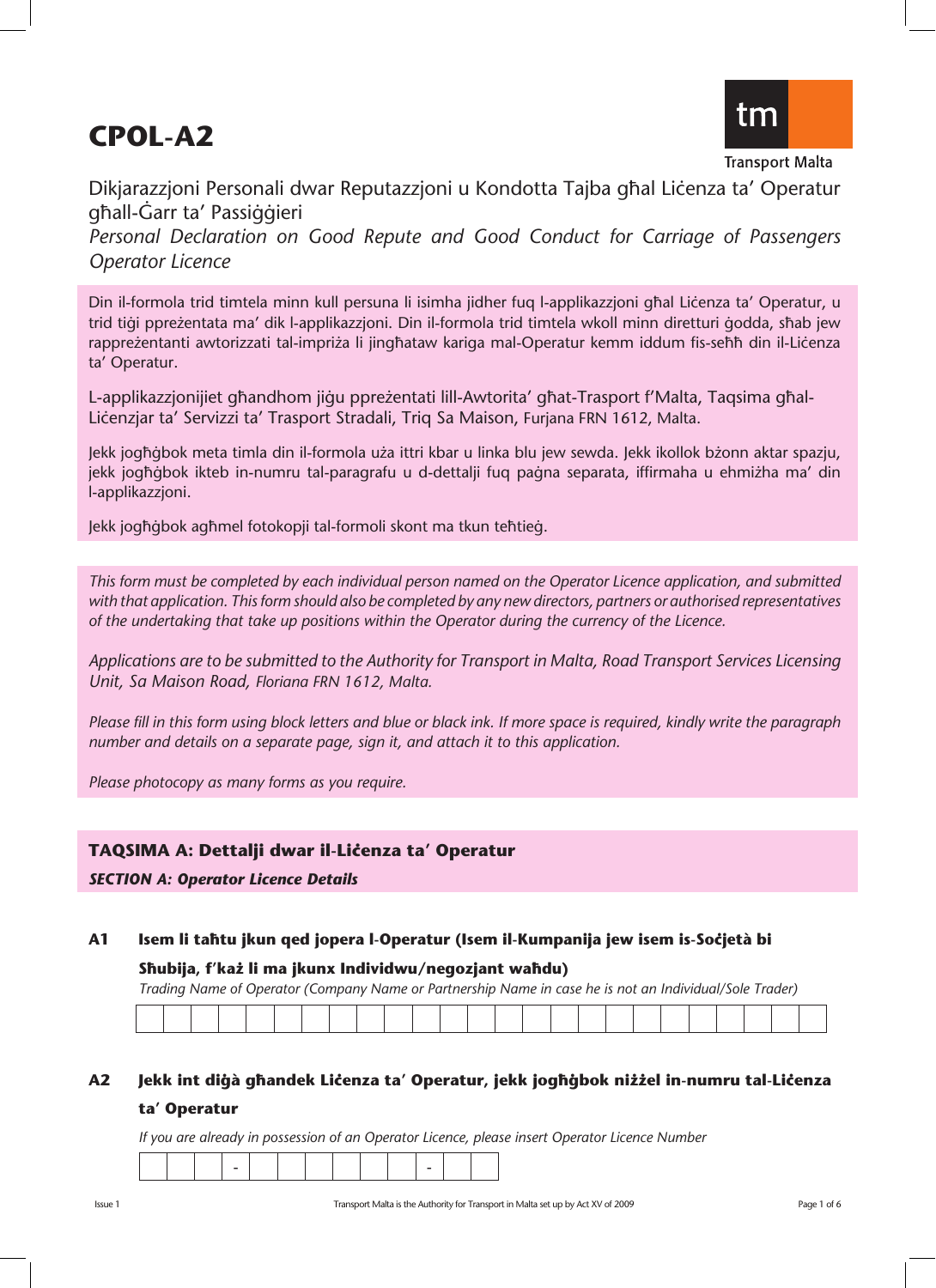# CPOL-A2

Transport Malta

Dikjarazzjoni Personali dwar Reputazzjoni u Kondotta Tajba għal Liċenza ta' Operatur għall-Ġarr ta' Passiġġieri

*Personal Declaration on Good Repute and Good Conduct for Carriage of Passengers Operator Licence*

Din il-formola trid timtela minn kull persuna li isimha jidher fuq l-applikazzjoni għal Liċenza ta' Operatur, u trid tiġi ppreżentata ma' dik l-applikazzjoni. Din il-formola trid timtela wkoll minn diretturi ġodda, sħab jew rappreżentanti awtorizzati tal-impriża li jingħataw kariga mal-Operatur kemm iddum fis-seħħ din il-Liċenza ta' Operatur.

L-applikazzjonijiet għandhom jiġu ppreżentati lill-Awtorita' għat-Trasport f'Malta, Taqsima għal-Liċenzjar ta' Servizzi ta' Trasport Stradali, Triq Sa Maison, Furjana FRN 1612, Malta.

Jekk jogħġbok meta timla din il-formola uża ittri kbar u linka blu jew sewda. Jekk ikollok bżonn aktar spazju, jekk jogħġbok ikteb in-numru tal-paragrafu u d-dettalji fuq paġna separata, iffirmaha u ehmiżha ma' din l-applikazzjoni.

Jekk jogħġbok agħmel fotokopji tal-formoli skont ma tkun teħtieġ.

*This form must be completed by each individual person named on the Operator Licence application, and submitted with that application. This form should also be completed by any new directors, partners or authorised representatives of the undertaking that take up positions within the Operator during the currency of the Licence.*

*Applications are to be submitted to the Authority for Transport in Malta, Road Transport Services Licensing Unit, Sa Maison Road, Floriana FRN 1612, Malta.*

*Please fill in this form using block letters and blue or black ink. If more space is required, kindly write the paragraph number and details on a separate page, sign it, and attach it to this application.*

*Please photocopy as many forms as you require.*

## TAQSIMA A: Dettalji dwar il-Liċenza ta' Operatur

***SECTION A: Operator Licence Details***

**A1 Isem li taħtu jkun qed jopera l-Operatur (Isem il-Kumpanija jew isem is-Soċjetà bi Sħubija, f'każ li ma jkunx Individwu/negozjant waħdu)**

*Trading Name of Operator (Company Name or Partnership Name in case he is not an Individual/Sole Trader)*

| | | | | | | | | | | | | | | | | | | | | | | | | |
|---|---|---|---|---|---|---|---|---|---|---|---|---|---|---|---|---|---|---|---|---|---|---|---|---|

**A2 Jekk int diġà għandek Liċenza ta' Operatur, jekk jogħġbok niżżel in-numru tal-Liċenza ta' Operatur**

*If you are already in possession of an Operator Licence, please insert Operator Licence Number*

| | | | - | | | | | | | - | | |
|---|---|---|---|---|---|---|---|---|---|---|---|---|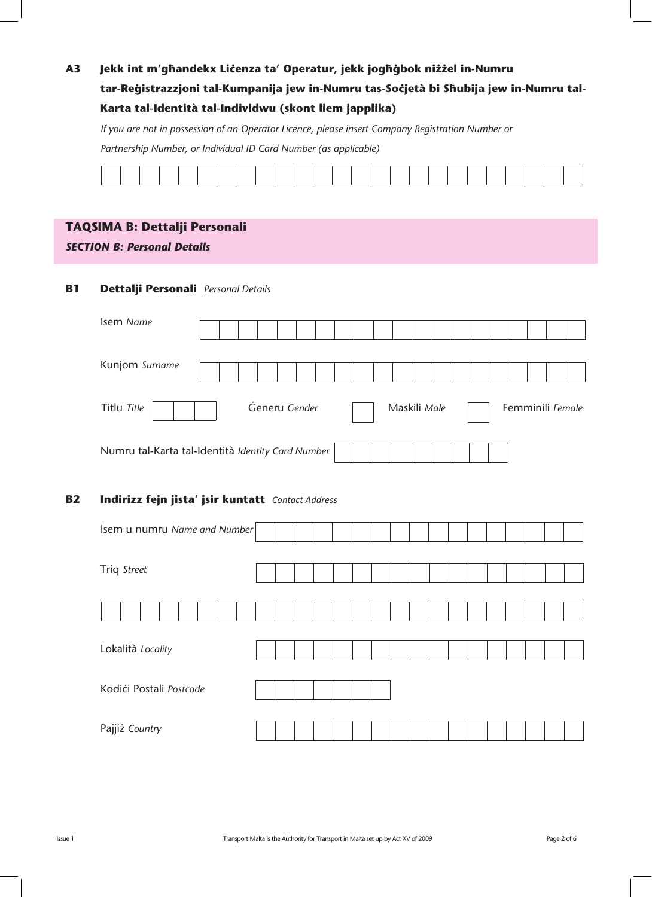**A3 Jekk int m'għandekx Liċenza ta' Operatur, jekk jogħġbok niżżel in-Numru tar-Reġistrazzjoni tal-Kumpanija jew in-Numru tas-Soċjetà bi Sħubija jew in-Numru tal-Karta tal-Identità tal-Individwu (skont liem japplika)**

*If you are not in possession of an Operator Licence, please insert Company Registration Number or Partnership Number, or Individual ID Card Number (as applicable)*

## TAQSIMA B: Dettalji Personali

## *SECTION B: Personal Details*

**B1 Dettalji Personali** *Personal Details*

Isem *Name*

Kunjom *Surname*

Titlu *Title* Ġeneru *Gender* Maskili *Male* Femminili *Female*

Numru tal-Karta tal-Identità *Identity Card Number*

**B2 Indirizz fejn jista' jsir kuntatt** *Contact Address*

Isem u numru *Name and Number*

Triq *Street*

Lokalità *Locality*

Kodiċi Postali *Postcode*

Pajjiż *Country*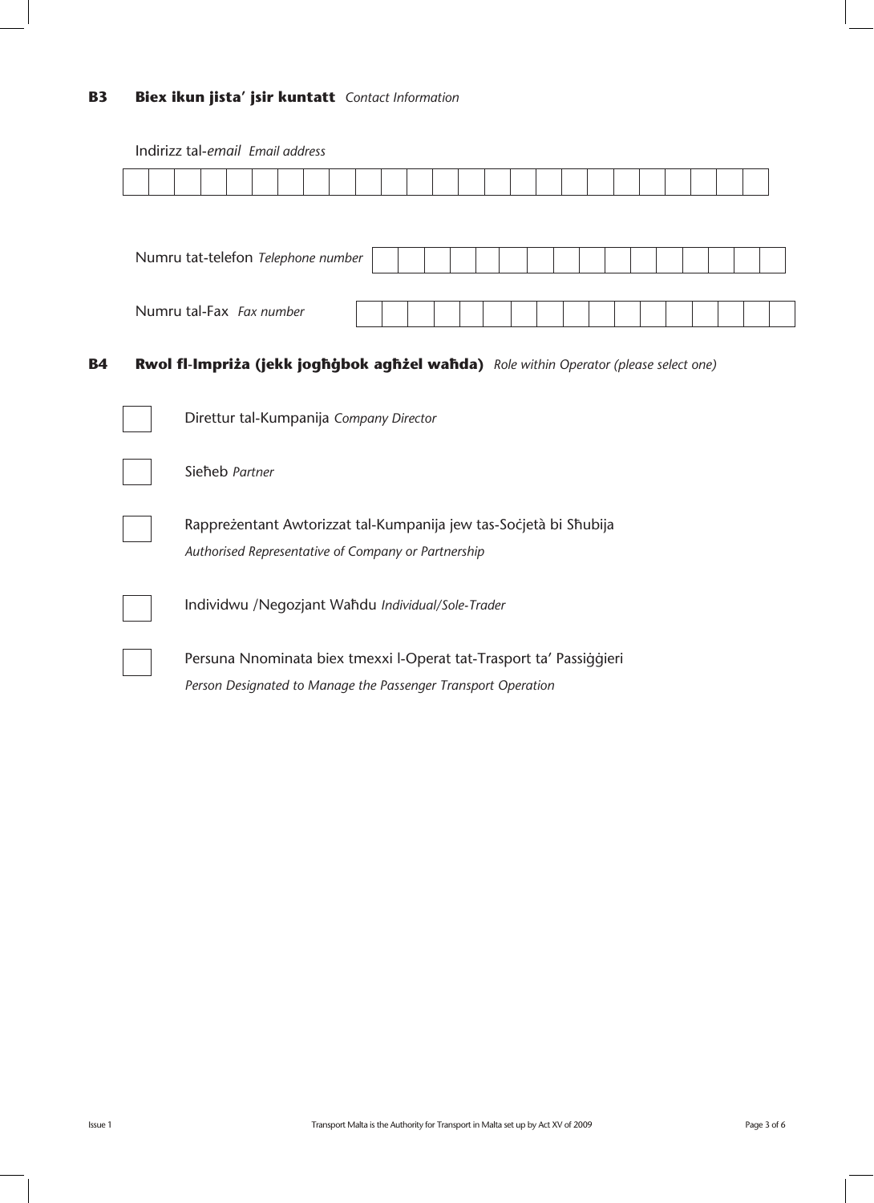## B3 **Biex ikun jista' jsir kuntatt** *Contact Information*

Indirizz tal-*email* *Email address*

Numru tat-telefon *Telephone number*

Numru tal-Fax *Fax number*

## B4 **Rwol fl-Impriża (jekk jogħġbok agħżel waħda)** *Role within Operator (please select one)*

- [ ] Direttur tal-Kumpanija *Company Director*
- [ ] Sieħeb *Partner*
- [ ] Rappreżentant Awtorizzat tal-Kumpanija jew tas-Soċjetà bi Sħubija
  *Authorised Representative of Company or Partnership*
- [ ] Individwu /Negozjant Waħdu *Individual/Sole-Trader*
- [ ] Persuna Nnominata biex tmexxi l-Operat tat-Trasport ta' Passiġġieri
  *Person Designated to Manage the Passenger Transport Operation*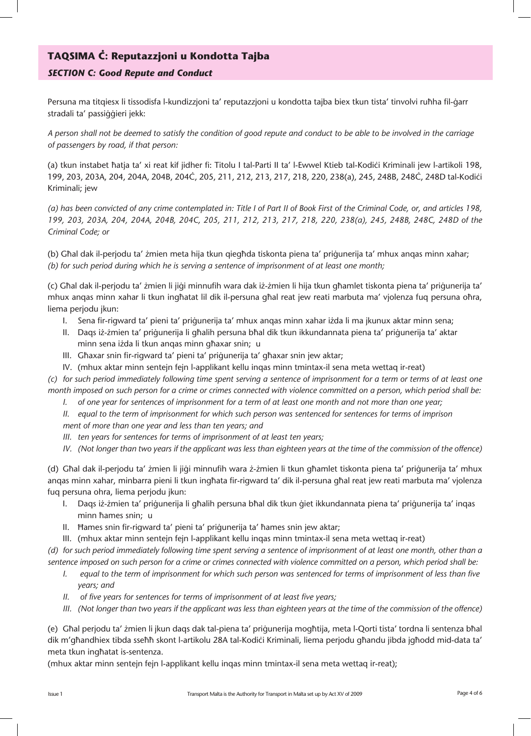## TAQSIMA Ċ: Reputazzjoni u Kondotta Tajba

### *SECTION C: Good Repute and Conduct*

Persuna ma titqiesx li tissodisfa l-kundizzjoni ta' reputazzjoni u kondotta tajba biex tkun tista' tinvolvi ruħha fil-ġarr stradali ta' passiġġieri jekk:

*A person shall not be deemed to satisfy the condition of good repute and conduct to be able to be involved in the carriage of passengers by road, if that person:*

(a) tkun instabet ħatja ta' xi reat kif jidher fi: Titolu I tal-Parti II ta' l-Ewwel Ktieb tal-Kodiċi Kriminali jew l-artikoli 198, 199, 203, 203A, 204, 204A, 204B, 204Ċ, 205, 211, 212, 213, 217, 218, 220, 238(a), 245, 248B, 248Ċ, 248D tal-Kodiċi Kriminali; jew

*(a) has been convicted of any crime contemplated in: Title I of Part II of Book First of the Criminal Code, or, and articles 198, 199, 203, 203A, 204, 204A, 204B, 204C, 205, 211, 212, 213, 217, 218, 220, 238(a), 245, 248B, 248C, 248D of the Criminal Code; or*

(b) Għal dak il-perjodu ta' żmien meta hija tkun qiegħda tiskonta piena ta' priġunerija ta' mhux anqas minn xahar;
*(b) for such period during which he is serving a sentence of imprisonment of at least one month;*

(c) Għal dak il-perjodu ta' żmien li jiġi minnufih wara dak iż-żmien li hija tkun għamlet tiskonta piena ta' priġunerija ta' mhux anqas minn xahar li tkun ingħatat lil dik il-persuna għal reat jew reati marbuta ma' vjolenza fuq persuna oħra, liema perjodu jkun:

I. Sena fir-rigward ta' pieni ta' priġunerija ta' mhux anqas minn xahar iżda li ma jkunux aktar minn sena;
II. Daqs iż-żmien ta' priġunerija li għalih persuna bħal dik tkun ikkundannata piena ta' priġunerija ta' aktar minn sena iżda li tkun anqas minn għaxar snin; u
III. Għaxar snin fir-rigward ta' pieni ta' priġunerija ta' għaxar snin jew aktar;
IV. (mhux aktar minn sentejn fejn l-applikant kellu inqas minn tmintax-il sena meta wettaq ir-reat)

*(c) for such period immediately following time spent serving a sentence of imprisonment for a term or terms of at least one month imposed on such person for a crime or crimes connected with violence committed on a person, which period shall be:*

*I. of one year for sentences of imprisonment for a term of at least one month and not more than one year;*
*II. equal to the term of imprisonment for which such person was sentenced for sentences for terms of imprisonment of more than one year and less than ten years; and*
*III. ten years for sentences for terms of imprisonment of at least ten years;*
*IV. (Not longer than two years if the applicant was less than eighteen years at the time of the commission of the offence)*

(d) Għal dak il-perjodu ta' żmien li jiġi minnufih wara ż-żmien li tkun għamlet tiskonta piena ta' priġunerija ta' mhux anqas minn xahar, minbarra pieni li tkun ingħata fir-rigward ta' dik il-persuna għal reat jew reati marbuta ma' vjolenza fuq persuna oħra, liema perjodu jkun:

I. Daqs iż-żmien ta' priġunerija li għalih persuna bħal dik tkun ġiet ikkundannata piena ta' priġunerija ta' inqas minn ħames snin; u
II. Ħames snin fir-rigward ta' pieni ta' priġunerija ta' ħames snin jew aktar;
III. (mhux aktar minn sentejn fejn l-applikant kellu inqas minn tmintax-il sena meta wettaq ir-reat)

*(d) for such period immediately following time spent serving a sentence of imprisonment of at least one month, other than a sentence imposed on such person for a crime or crimes connected with violence committed on a person, which period shall be:*

*I. equal to the term of imprisonment for which such person was sentenced for terms of imprisonment of less than five years; and*
*II. of five years for sentences for terms of imprisonment of at least five years;*
*III. (Not longer than two years if the applicant was less than eighteen years at the time of the commission of the offence)*

(e) Għal perjodu ta' żmien li jkun daqs dak tal-piena ta' priġunerija mogħtija, meta l-Qorti tista' tordna li sentenza bħal dik m'għandhiex tibda sseħħ skont l-artikolu 28A tal-Kodiċi Kriminali, liema perjodu għandu jibda jgħodd mid-data ta' meta tkun ingħatat is-sentenza.
(mhux aktar minn sentejn fejn l-applikant kellu inqas minn tmintax-il sena meta wettaq ir-reat);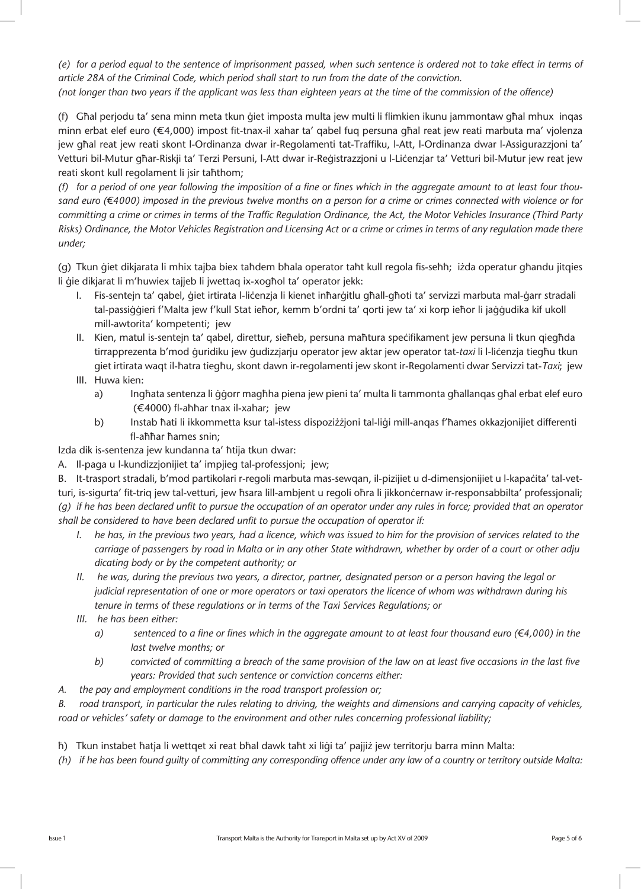*(e) for a period equal to the sentence of imprisonment passed, when such sentence is ordered not to take effect in terms of article 28A of the Criminal Code, which period shall start to run from the date of the conviction.*
*(not longer than two years if the applicant was less than eighteen years at the time of the commission of the offence)*

(f) Għal perjodu ta' sena minn meta tkun ġiet imposta multa jew multi li flimkien ikunu jammontaw għal mhux inqas minn erbat elef euro (€4,000) impost fit-tnax-il xahar ta' qabel fuq persuna għal reat jew reati marbuta ma' vjolenza jew għal reat jew reati skont l-Ordinanza dwar ir-Regolamenti tat-Traffiku, l-Att, l-Ordinanza dwar l-Assigurazzjoni ta' Vetturi bil-Mutur għar-Riskji ta' Terzi Persuni, l-Att dwar ir-Reġistrazzjoni u l-Liċenzjar ta' Vetturi bil-Mutur jew reat jew reati skont kull regolament li jsir taħthom;

*(f) for a period of one year following the imposition of a fine or fines which in the aggregate amount to at least four thousand euro (€4000) imposed in the previous twelve months on a person for a crime or crimes connected with violence or for committing a crime or crimes in terms of the Traffic Regulation Ordinance, the Act, the Motor Vehicles Insurance (Third Party Risks) Ordinance, the Motor Vehicles Registration and Licensing Act or a crime or crimes in terms of any regulation made there under;*

(g) Tkun ġiet dikjarata li mhix tajba biex taħdem bħala operator taħt kull regola fis-seħħ; iżda operatur għandu jitqies li ġie dikjarat li m'huwiex tajjeb li jwettaq ix-xogħol ta' operator jekk:

I. Fis-sentejn ta' qabel, ġiet irtirata l-liċenzja li kienet inħarġitlu għall-għoti ta' servizzi marbuta mal-ġarr stradali tal-passiġġieri f'Malta jew f'kull Stat ieħor, kemm b'ordni ta' qorti jew ta' xi korp ieħor li jaġġudika kif ukoll mill-awtorita' kompetenti; jew

II. Kien, matul is-sentejn ta' qabel, direttur, sieħeb, persuna maħtura speċifikament jew persuna li tkun qiegħda tirrapprezenta b'mod ġuridiku jew ġudizzjarju operator jew aktar jew operator tat-*taxi* li l-liċenzja tiegħu tkun giet irtirata waqt il-ħatra tiegħu, skont dawn ir-regolamenti jew skont ir-Regolamenti dwar Servizzi tat-*Taxi*; jew

III. Huwa kien:
   a) Ingħata sentenza li ġġorr magħha piena jew pieni ta' multa li tammonta għallanqas għal erbat elef euro (€4000) fl-aħħar tnax il-xahar; jew
   b) Instab ħati li ikkommetta ksur tal-istess dispożizzjoni tal-liġi mill-anqas f'ħames okkazjonijiet differenti fl-aħħar ħames snin;

Izda dik is-sentenza jew kundanna ta' ħtija tkun dwar:

A. Il-paga u l-kundizzjonijiet ta' impjieg tal-professjoni; jew;

B. It-trasport stradali, b'mod partikolari r-regoli marbuta mas-sewqan, il-pizijiet u d-dimensjonijiet u l-kapaċita' tal-vetturi, is-sigurta' fit-triq jew tal-vetturi, jew ħsara lill-ambjent u regoli oħra li jikkonċernaw ir-responsabbilta' professjonali;

*(g) if he has been declared unfit to pursue the occupation of an operator under any rules in force; provided that an operator shall be considered to have been declared unfit to pursue the occupation of operator if:*

*I. he has, in the previous two years, had a licence, which was issued to him for the provision of services related to the carriage of passengers by road in Malta or in any other State withdrawn, whether by order of a court or other adjudicating body or by the competent authority; or*

*II. he was, during the previous two years, a director, partner, designated person or a person having the legal or judicial representation of one or more operators or taxi operators the licence of whom was withdrawn during his tenure in terms of these regulations or in terms of the Taxi Services Regulations; or*

*III. he has been either:*
   *a) sentenced to a fine or fines which in the aggregate amount to at least four thousand euro (€4,000) in the last twelve months; or*
   *b) convicted of committing a breach of the same provision of the law on at least five occasions in the last five years: Provided that such sentence or conviction concerns either:*

*A. the pay and employment conditions in the road transport profession or;*

*B. road transport, in particular the rules relating to driving, the weights and dimensions and carrying capacity of vehicles, road or vehicles' safety or damage to the environment and other rules concerning professional liability;*

ħ) Tkun instabet ħatja li wettqet xi reat bħal dawk taħt xi liġi ta' pajjiż jew territorju barra minn Malta:

*(h) if he has been found guilty of committing any corresponding offence under any law of a country or territory outside Malta:*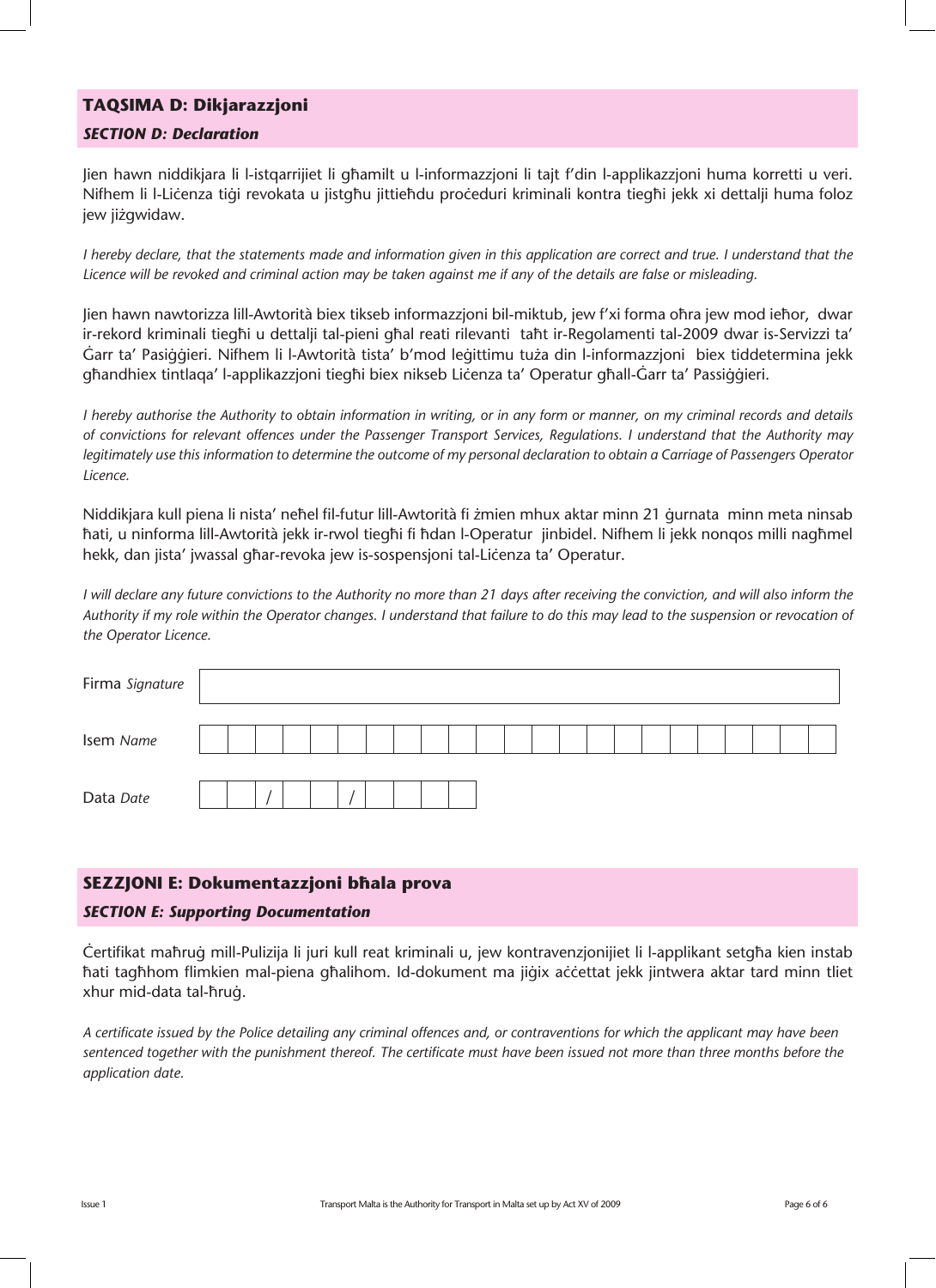## TAQSIMA D: Dikjarazzjoni

### *SECTION D: Declaration*

Jien hawn niddikjara li l-istqarrijiet li għamilt u l-informazzjoni li tajt f'din l-applikazzjoni huma korretti u veri. Nifhem li l-Liċenza tiġi revokata u jistgħu jittieħdu proċeduri kriminali kontra tiegħi jekk xi dettalji huma foloz jew iżżgwidaw.

*I hereby declare, that the statements made and information given in this application are correct and true. I understand that the Licence will be revoked and criminal action may be taken against me if any of the details are false or misleading.*

Jien hawn nawtorizza lill-Awtorità biex tikseb informazzjoni bil-miktub, jew f'xi forma oħra jew mod ieħor, dwar ir-rekord kriminali tiegħi u dettalji tal-pieni għal reati rilevanti taħt ir-Regolamenti tal-2009 dwar is-Servizzi ta' Ġarr ta' Pasiġġieri. Nifhem li l-Awtorità tista' b'mod leġittimu tuża din l-informazzjoni biex tiddetermina jekk għandhiex tintlaqa' l-applikazzjoni tiegħi biex nikseb Liċenza ta' Operatur għall-Ġarr ta' Passiġġieri.

*I hereby authorise the Authority to obtain information in writing, or in any form or manner, on my criminal records and details of convictions for relevant offences under the Passenger Transport Services, Regulations. I understand that the Authority may legitimately use this information to determine the outcome of my personal declaration to obtain a Carriage of Passengers Operator Licence.*

Niddikjara kull piena li nista' neħel fil-futur lill-Awtorità fi żmien mhux aktar minn 21 ġurnata minn meta ninsab ħati, u ninforma lill-Awtorità jekk ir-rwol tiegħi fi ħdan l-Operatur jinbidel. Nifhem li jekk nonqos milli nagħmel hekk, dan jista' jwassal għar-revoka jew is-sospensjoni tal-Liċenza ta' Operatur.

*I will declare any future convictions to the Authority no more than 21 days after receiving the conviction, and will also inform the Authority if my role within the Operator changes. I understand that failure to do this may lead to the suspension or revocation of the Operator Licence.*

| | |
|---|---|
| Firma *Signature* | |
| Isem *Name* | |
| Data *Date* | / / |

## SEZZJONI E: Dokumentazzjoni bħala prova

### *SECTION E: Supporting Documentation*

Ċertifikat maħruġ mill-Pulizija li juri kull reat kriminali u, jew kontravenzjonijiet li l-applikant setgħa kien instab ħati tagħhom flimkien mal-piena għalihom. Id-dokument ma jiġix aċċettat jekk jintwera aktar tard minn tliet xhur mid-data tal-ħruġ.

*A certificate issued by the Police detailing any criminal offences and, or contraventions for which the applicant may have been sentenced together with the punishment thereof. The certificate must have been issued not more than three months before the application date.*